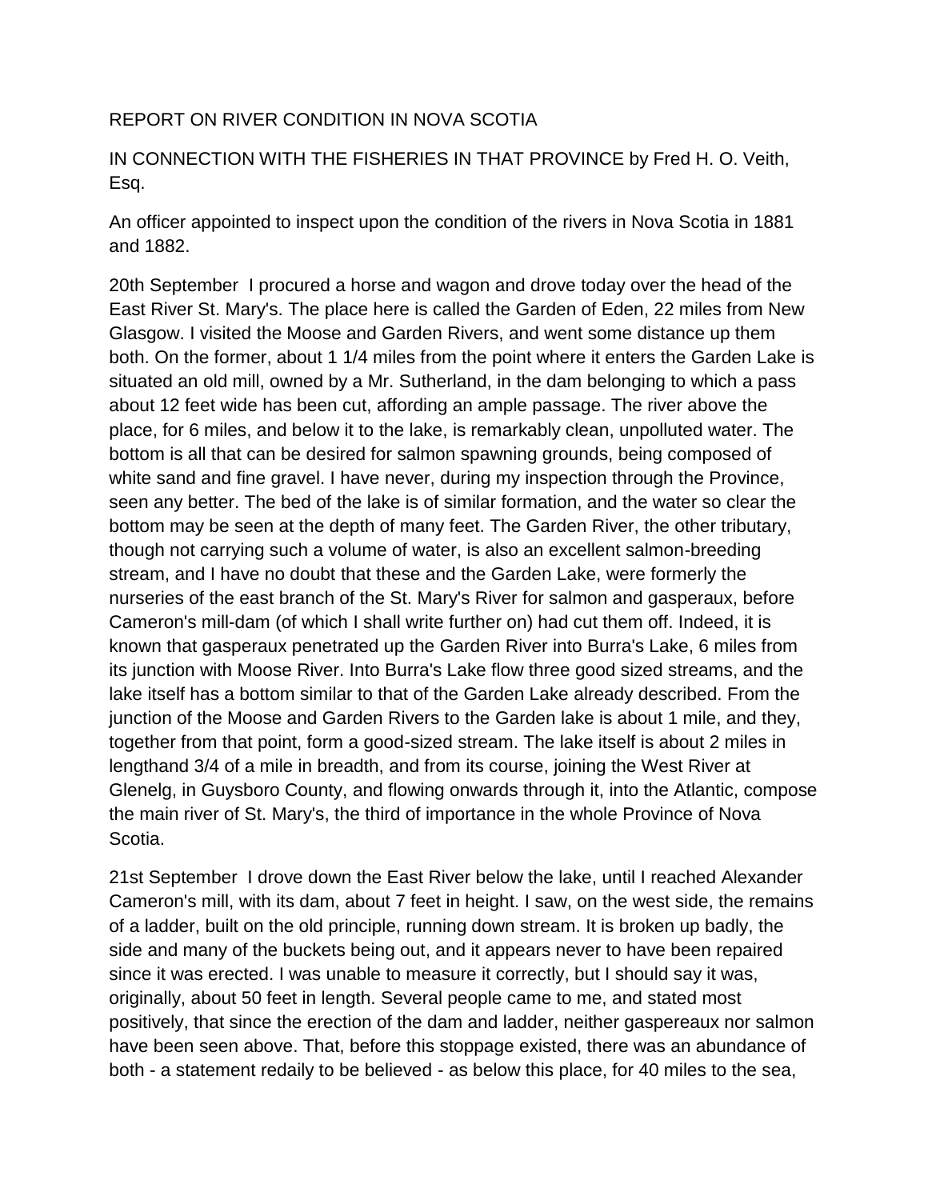REPORT ON RIVER CONDITION IN NOVA SCOTIA

IN CONNECTION WITH THE FISHERIES IN THAT PROVINCE by Fred H. O. Veith, Esq.

An officer appointed to inspect upon the condition of the rivers in Nova Scotia in 1881 and 1882.

20th September  I procured a horse and wagon and drove today over the head of the East River St. Mary's. The place here is called the Garden of Eden, 22 miles from New Glasgow. I visited the Moose and Garden Rivers, and went some distance up them both. On the former, about 1 1/4 miles from the point where it enters the Garden Lake is situated an old mill, owned by a Mr. Sutherland, in the dam belonging to which a pass about 12 feet wide has been cut, affording an ample passage. The river above the place, for 6 miles, and below it to the lake, is remarkably clean, unpolluted water. The bottom is all that can be desired for salmon spawning grounds, being composed of white sand and fine gravel. I have never, during my inspection through the Province, seen any better. The bed of the lake is of similar formation, and the water so clear the bottom may be seen at the depth of many feet. The Garden River, the other tributary, though not carrying such a volume of water, is also an excellent salmon-breeding stream, and I have no doubt that these and the Garden Lake, were formerly the nurseries of the east branch of the St. Mary's River for salmon and gasperaux, before Cameron's mill-dam (of which I shall write further on) had cut them off. Indeed, it is known that gasperaux penetrated up the Garden River into Burra's Lake, 6 miles from its junction with Moose River. Into Burra's Lake flow three good sized streams, and the lake itself has a bottom similar to that of the Garden Lake already described. From the junction of the Moose and Garden Rivers to the Garden lake is about 1 mile, and they, together from that point, form a good-sized stream. The lake itself is about 2 miles in lengthand 3/4 of a mile in breadth, and from its course, joining the West River at Glenelg, in Guysboro County, and flowing onwards through it, into the Atlantic, compose the main river of St. Mary's, the third of importance in the whole Province of Nova Scotia.

21st September  I drove down the East River below the lake, until I reached Alexander Cameron's mill, with its dam, about 7 feet in height. I saw, on the west side, the remains of a ladder, built on the old principle, running down stream. It is broken up badly, the side and many of the buckets being out, and it appears never to have been repaired since it was erected. I was unable to measure it correctly, but I should say it was, originally, about 50 feet in length. Several people came to me, and stated most positively, that since the erection of the dam and ladder, neither gaspereaux nor salmon have been seen above. That, before this stoppage existed, there was an abundance of both - a statement redaily to be believed - as below this place, for 40 miles to the sea,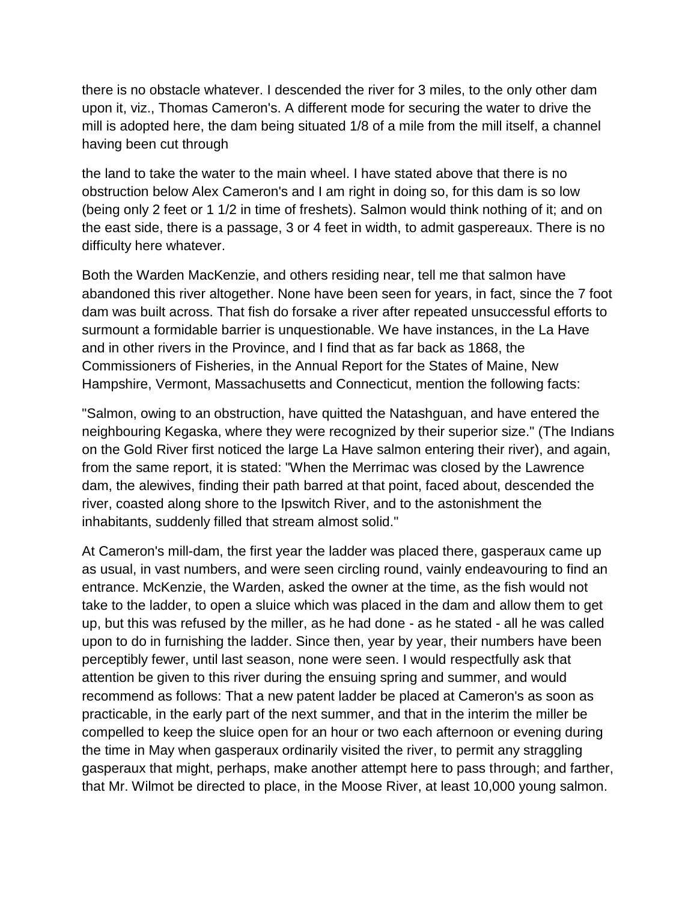there is no obstacle whatever. I descended the river for 3 miles, to the only other dam upon it, viz., Thomas Cameron's. A different mode for securing the water to drive the mill is adopted here, the dam being situated 1/8 of a mile from the mill itself, a channel having been cut through

the land to take the water to the main wheel. I have stated above that there is no obstruction below Alex Cameron's and I am right in doing so, for this dam is so low (being only 2 feet or 1 1/2 in time of freshets). Salmon would think nothing of it; and on the east side, there is a passage, 3 or 4 feet in width, to admit gaspereaux. There is no difficulty here whatever.

Both the Warden MacKenzie, and others residing near, tell me that salmon have abandoned this river altogether. None have been seen for years, in fact, since the 7 foot dam was built across. That fish do forsake a river after repeated unsuccessful efforts to surmount a formidable barrier is unquestionable. We have instances, in the La Have and in other rivers in the Province, and I find that as far back as 1868, the Commissioners of Fisheries, in the Annual Report for the States of Maine, New Hampshire, Vermont, Massachusetts and Connecticut, mention the following facts:

"Salmon, owing to an obstruction, have quitted the Natashguan, and have entered the neighbouring Kegaska, where they were recognized by their superior size." (The Indians on the Gold River first noticed the large La Have salmon entering their river), and again, from the same report, it is stated: "When the Merrimac was closed by the Lawrence dam, the alewives, finding their path barred at that point, faced about, descended the river, coasted along shore to the Ipswitch River, and to the astonishment the inhabitants, suddenly filled that stream almost solid."

At Cameron's mill-dam, the first year the ladder was placed there, gasperaux came up as usual, in vast numbers, and were seen circling round, vainly endeavouring to find an entrance. McKenzie, the Warden, asked the owner at the time, as the fish would not take to the ladder, to open a sluice which was placed in the dam and allow them to get up, but this was refused by the miller, as he had done - as he stated - all he was called upon to do in furnishing the ladder. Since then, year by year, their numbers have been perceptibly fewer, until last season, none were seen. I would respectfully ask that attention be given to this river during the ensuing spring and summer, and would recommend as follows: That a new patent ladder be placed at Cameron's as soon as practicable, in the early part of the next summer, and that in the interim the miller be compelled to keep the sluice open for an hour or two each afternoon or evening during the time in May when gasperaux ordinarily visited the river, to permit any straggling gasperaux that might, perhaps, make another attempt here to pass through; and farther, that Mr. Wilmot be directed to place, in the Moose River, at least 10,000 young salmon.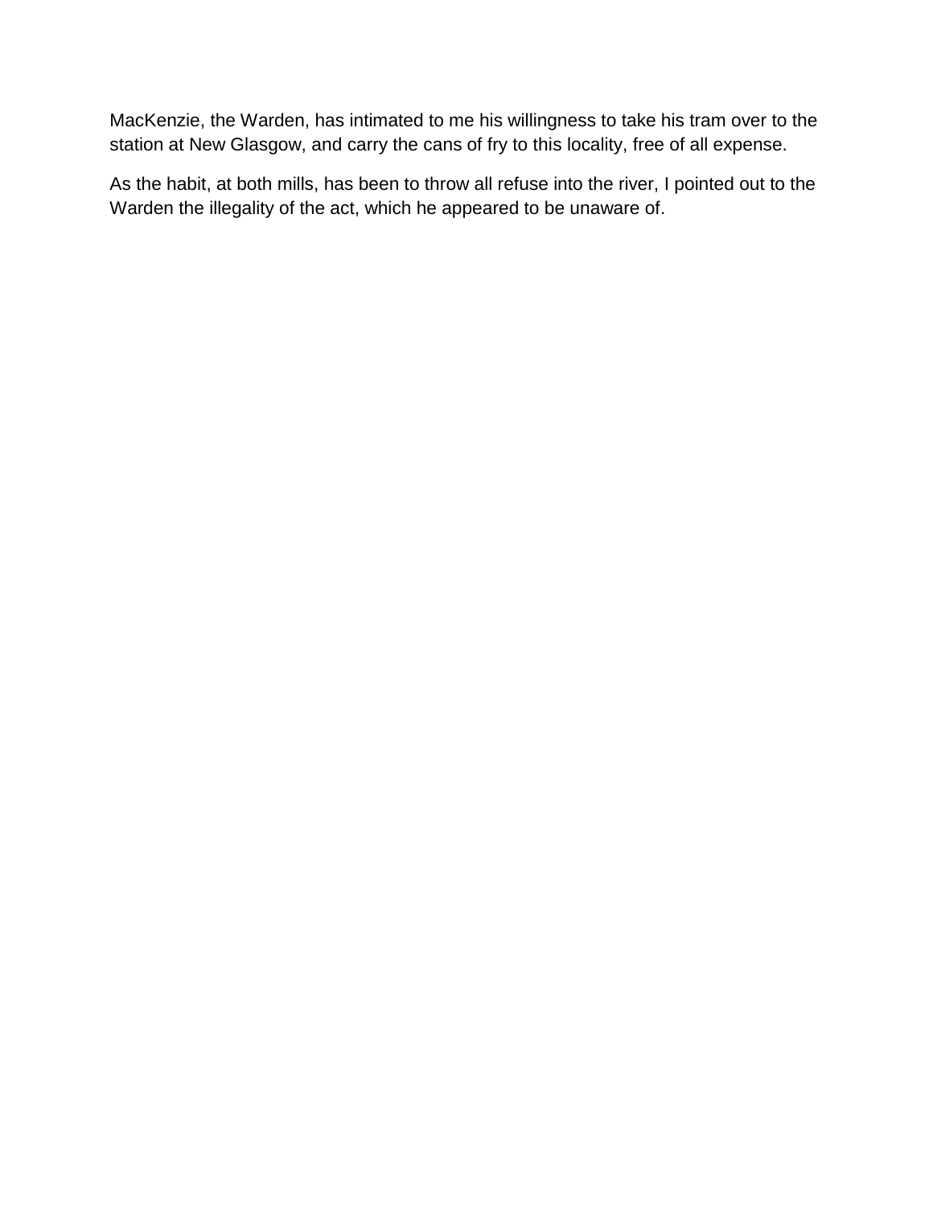MacKenzie, the Warden, has intimated to me his willingness to take his tram over to the station at New Glasgow, and carry the cans of fry to this locality, free of all expense.

As the habit, at both mills, has been to throw all refuse into the river, I pointed out to the Warden the illegality of the act, which he appeared to be unaware of.